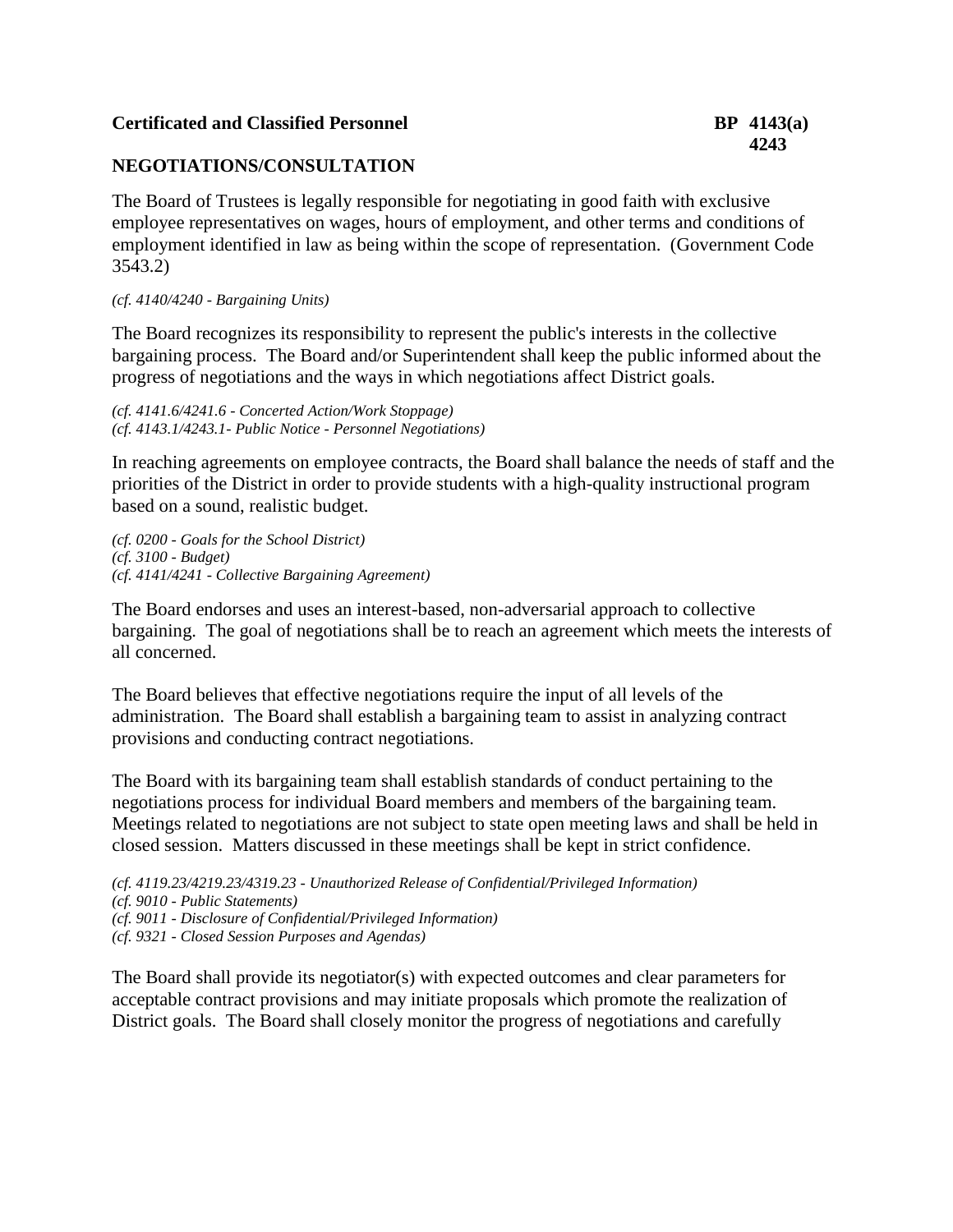**Certificated and Classified Personnel** **BP 4143(a) 4243**

# NEGOTIATIONS/CONSULTATION

The Board of Trustees is legally responsible for negotiating in good faith with exclusive employee representatives on wages, hours of employment, and other terms and conditions of employment identified in law as being within the scope of representation. (Government Code 3543.2)

*(cf. 4140/4240 - Bargaining Units)*

The Board recognizes its responsibility to represent the public's interests in the collective bargaining process. The Board and/or Superintendent shall keep the public informed about the progress of negotiations and the ways in which negotiations affect District goals.

*(cf. 4141.6/4241.6 - Concerted Action/Work Stoppage)*
*(cf. 4143.1/4243.1- Public Notice - Personnel Negotiations)*

In reaching agreements on employee contracts, the Board shall balance the needs of staff and the priorities of the District in order to provide students with a high-quality instructional program based on a sound, realistic budget.

*(cf. 0200 - Goals for the School District)*
*(cf. 3100 - Budget)*
*(cf. 4141/4241 - Collective Bargaining Agreement)*

The Board endorses and uses an interest-based, non-adversarial approach to collective bargaining. The goal of negotiations shall be to reach an agreement which meets the interests of all concerned.

The Board believes that effective negotiations require the input of all levels of the administration. The Board shall establish a bargaining team to assist in analyzing contract provisions and conducting contract negotiations.

The Board with its bargaining team shall establish standards of conduct pertaining to the negotiations process for individual Board members and members of the bargaining team. Meetings related to negotiations are not subject to state open meeting laws and shall be held in closed session. Matters discussed in these meetings shall be kept in strict confidence.

*(cf. 4119.23/4219.23/4319.23 - Unauthorized Release of Confidential/Privileged Information)*
*(cf. 9010 - Public Statements)*
*(cf. 9011 - Disclosure of Confidential/Privileged Information)*
*(cf. 9321 - Closed Session Purposes and Agendas)*

The Board shall provide its negotiator(s) with expected outcomes and clear parameters for acceptable contract provisions and may initiate proposals which promote the realization of District goals. The Board shall closely monitor the progress of negotiations and carefully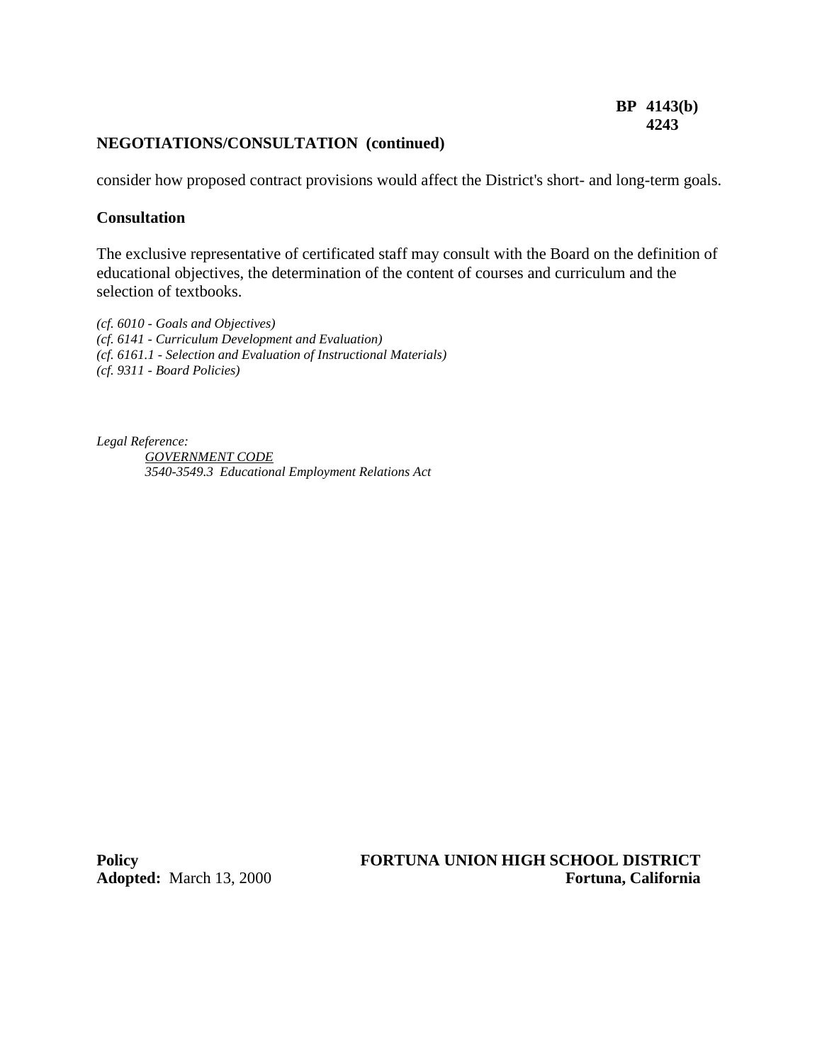consider how proposed contract provisions would affect the District's short- and long-term goals.

## Consultation

The exclusive representative of certificated staff may consult with the Board on the definition of educational objectives, the determination of the content of courses and curriculum and the selection of textbooks.

*(cf. 6010 - Goals and Objectives)*
*(cf. 6141 - Curriculum Development and Evaluation)*
*(cf. 6161.1 - Selection and Evaluation of Instructional Materials)*
*(cf. 9311 - Board Policies)*

*Legal Reference:*

*GOVERNMENT CODE*

*3540-3549.3 Educational Employment Relations Act*

**Policy**
**Adopted:** March 13, 2000

**FORTUNA UNION HIGH SCHOOL DISTRICT**
**Fortuna, California**